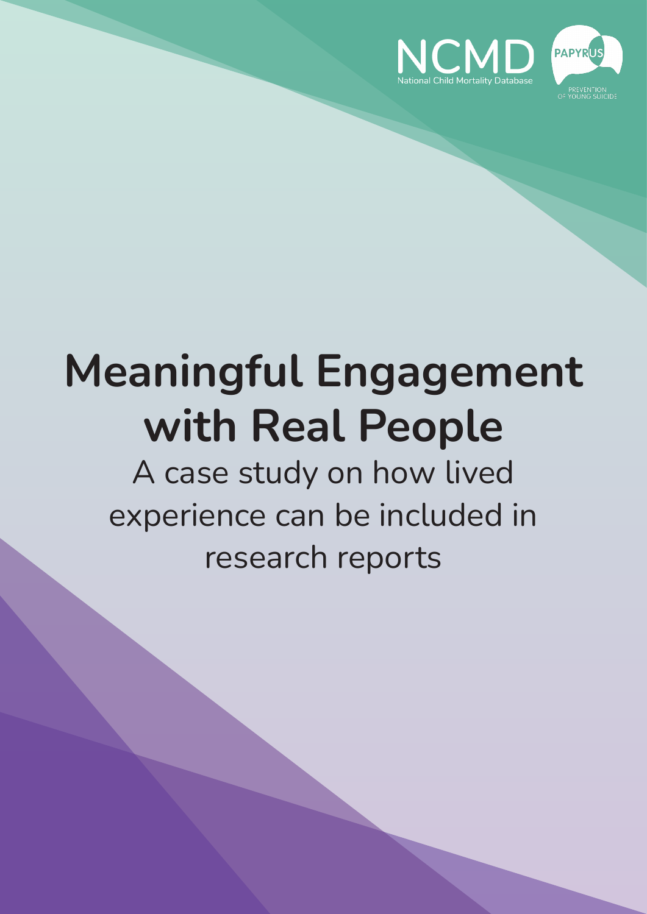NCMD
National Child Mortality Database

PAPYRUS
PREVENTION OF YOUNG SUICIDE

# Meaningful Engagement with Real People

A case study on how lived experience can be included in research reports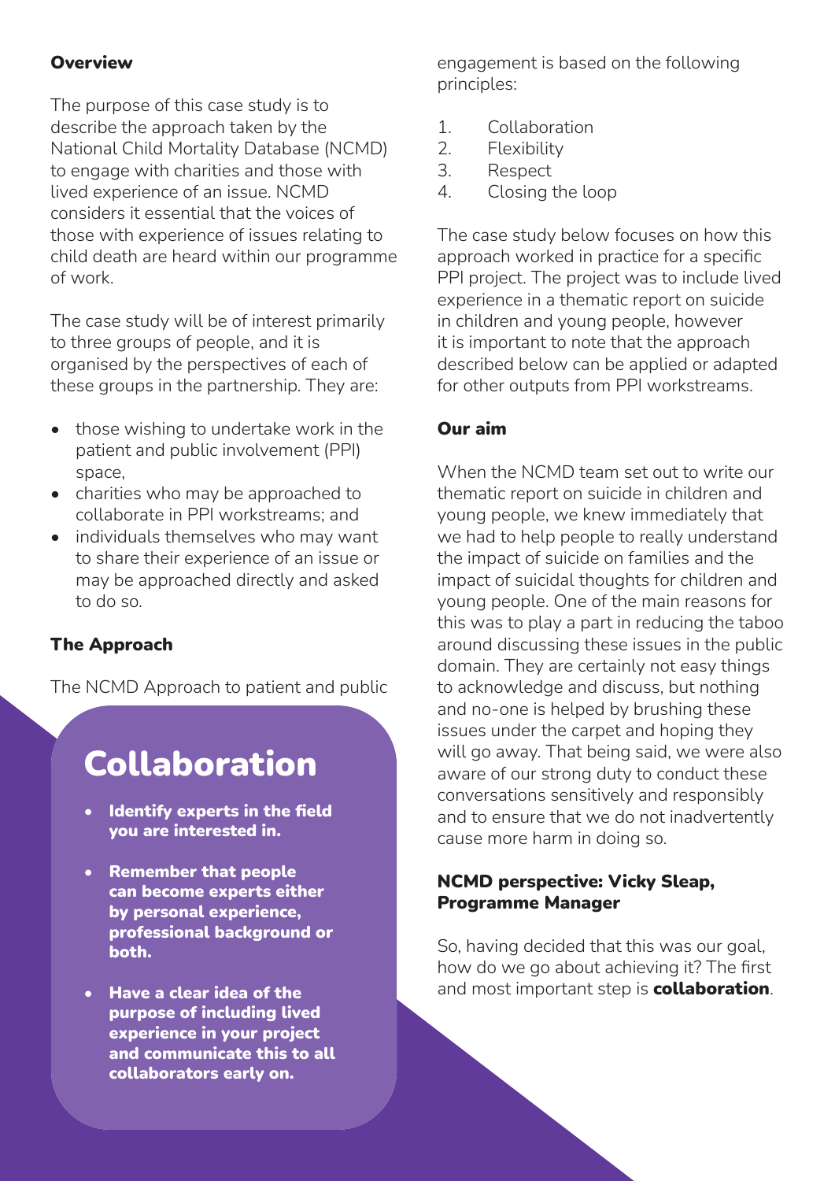## Overview

The purpose of this case study is to describe the approach taken by the National Child Mortality Database (NCMD) to engage with charities and those with lived experience of an issue. NCMD considers it essential that the voices of those with experience of issues relating to child death are heard within our programme of work.

The case study will be of interest primarily to three groups of people, and it is organised by the perspectives of each of these groups in the partnership. They are:

- those wishing to undertake work in the patient and public involvement (PPI) space,
- charities who may be approached to collaborate in PPI workstreams; and
- individuals themselves who may want to share their experience of an issue or may be approached directly and asked to do so.

## The Approach

The NCMD Approach to patient and public engagement is based on the following principles:

1. Collaboration
2. Flexibility
3. Respect
4. Closing the loop

The case study below focuses on how this approach worked in practice for a specific PPI project. The project was to include lived experience in a thematic report on suicide in children and young people, however it is important to note that the approach described below can be applied or adapted for other outputs from PPI workstreams.

## Our aim

When the NCMD team set out to write our thematic report on suicide in children and young people, we knew immediately that we had to help people to really understand the impact of suicide on families and the impact of suicidal thoughts for children and young people. One of the main reasons for this was to play a part in reducing the taboo around discussing these issues in the public domain. They are certainly not easy things to acknowledge and discuss, but nothing and no-one is helped by brushing these issues under the carpet and hoping they will go away. That being said, we were also aware of our strong duty to conduct these conversations sensitively and responsibly and to ensure that we do not inadvertently cause more harm in doing so.

### NCMD perspective: Vicky Sleap, Programme Manager

So, having decided that this was our goal, how do we go about achieving it? The first and most important step is **collaboration**.

# Collaboration

- **Identify experts in the field you are interested in.**
- **Remember that people can become experts either by personal experience, professional background or both.**
- **Have a clear idea of the purpose of including lived experience in your project and communicate this to all collaborators early on.**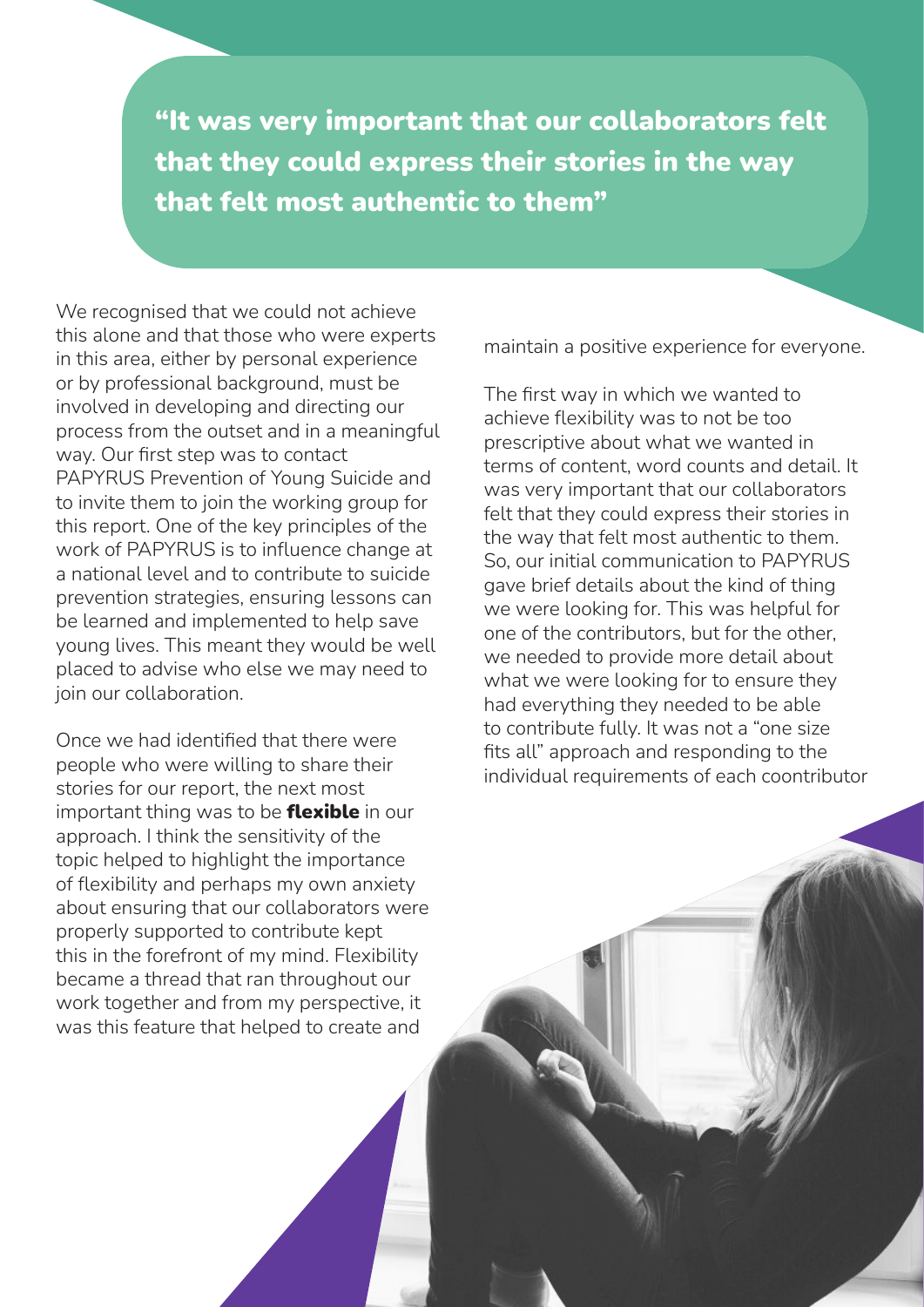> **"It was very important that our collaborators felt that they could express their stories in the way that felt most authentic to them"**

We recognised that we could not achieve this alone and that those who were experts in this area, either by personal experience or by professional background, must be involved in developing and directing our process from the outset and in a meaningful way. Our first step was to contact PAPYRUS Prevention of Young Suicide and to invite them to join the working group for this report. One of the key principles of the work of PAPYRUS is to influence change at a national level and to contribute to suicide prevention strategies, ensuring lessons can be learned and implemented to help save young lives. This meant they would be well placed to advise who else we may need to join our collaboration.

Once we had identified that there were people who were willing to share their stories for our report, the next most important thing was to be **flexible** in our approach. I think the sensitivity of the topic helped to highlight the importance of flexibility and perhaps my own anxiety about ensuring that our collaborators were properly supported to contribute kept this in the forefront of my mind. Flexibility became a thread that ran throughout our work together and from my perspective, it was this feature that helped to create and maintain a positive experience for everyone.

The first way in which we wanted to achieve flexibility was to not be too prescriptive about what we wanted in terms of content, word counts and detail. It was very important that our collaborators felt that they could express their stories in the way that felt most authentic to them. So, our initial communication to PAPYRUS gave brief details about the kind of thing we were looking for. This was helpful for one of the contributors, but for the other, we needed to provide more detail about what we were looking for to ensure they had everything they needed to be able to contribute fully. It was not a "one size fits all" approach and responding to the individual requirements of each coontributor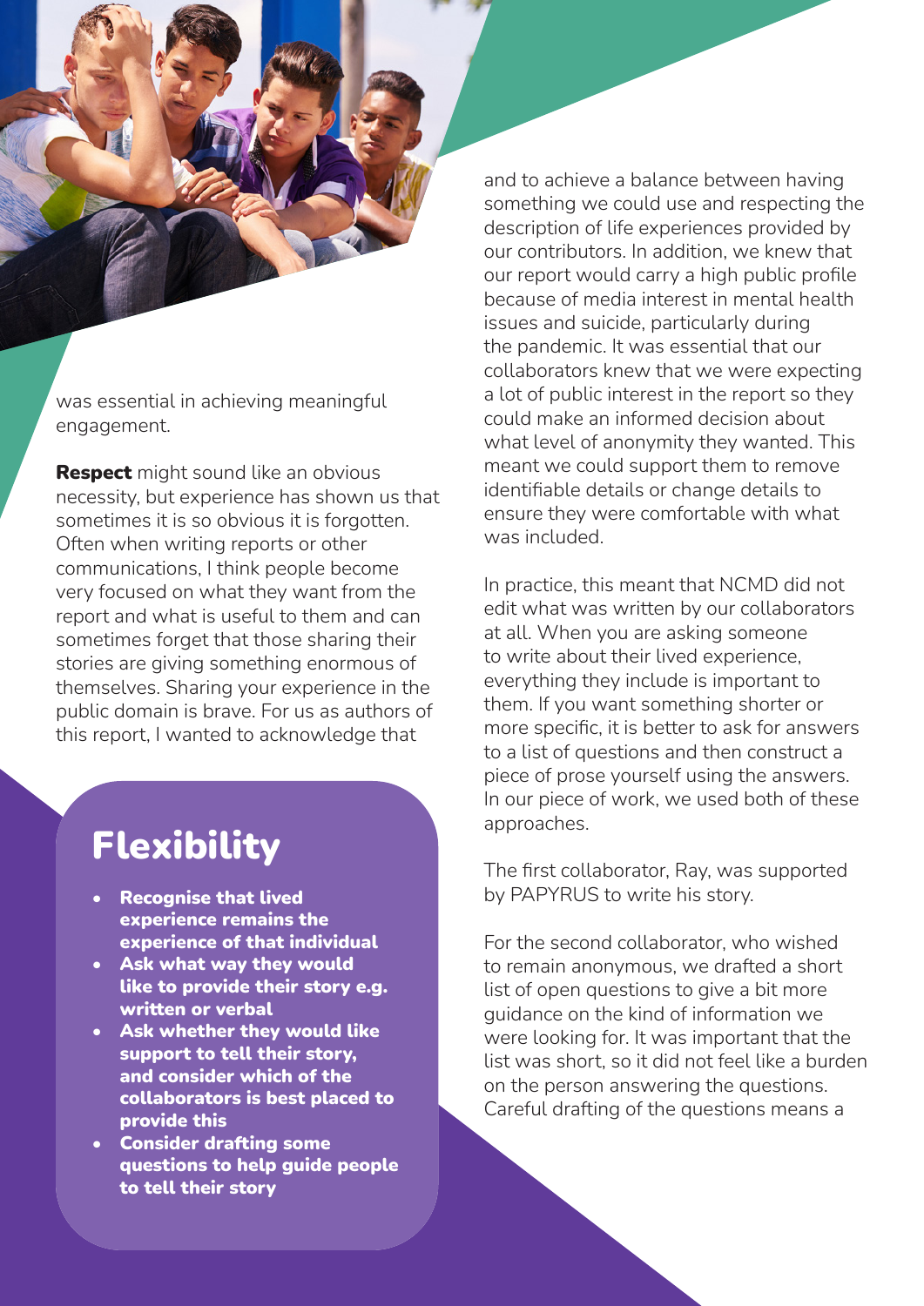was essential in achieving meaningful engagement.

**Respect** might sound like an obvious necessity, but experience has shown us that sometimes it is so obvious it is forgotten. Often when writing reports or other communications, I think people become very focused on what they want from the report and what is useful to them and can sometimes forget that those sharing their stories are giving something enormous of themselves. Sharing your experience in the public domain is brave. For us as authors of this report, I wanted to acknowledge that and to achieve a balance between having something we could use and respecting the description of life experiences provided by our contributors. In addition, we knew that our report would carry a high public profile because of media interest in mental health issues and suicide, particularly during the pandemic. It was essential that our collaborators knew that we were expecting a lot of public interest in the report so they could make an informed decision about what level of anonymity they wanted. This meant we could support them to remove identifiable details or change details to ensure they were comfortable with what was included.

In practice, this meant that NCMD did not edit what was written by our collaborators at all. When you are asking someone to write about their lived experience, everything they include is important to them. If you want something shorter or more specific, it is better to ask for answers to a list of questions and then construct a piece of prose yourself using the answers. In our piece of work, we used both of these approaches.

The first collaborator, Ray, was supported by PAPYRUS to write his story.

For the second collaborator, who wished to remain anonymous, we drafted a short list of open questions to give a bit more guidance on the kind of information we were looking for. It was important that the list was short, so it did not feel like a burden on the person answering the questions. Careful drafting of the questions means a

## Flexibility

- **Recognise that lived experience remains the experience of that individual**
- **Ask what way they would like to provide their story e.g. written or verbal**
- **Ask whether they would like support to tell their story, and consider which of the collaborators is best placed to provide this**
- **Consider drafting some questions to help guide people to tell their story**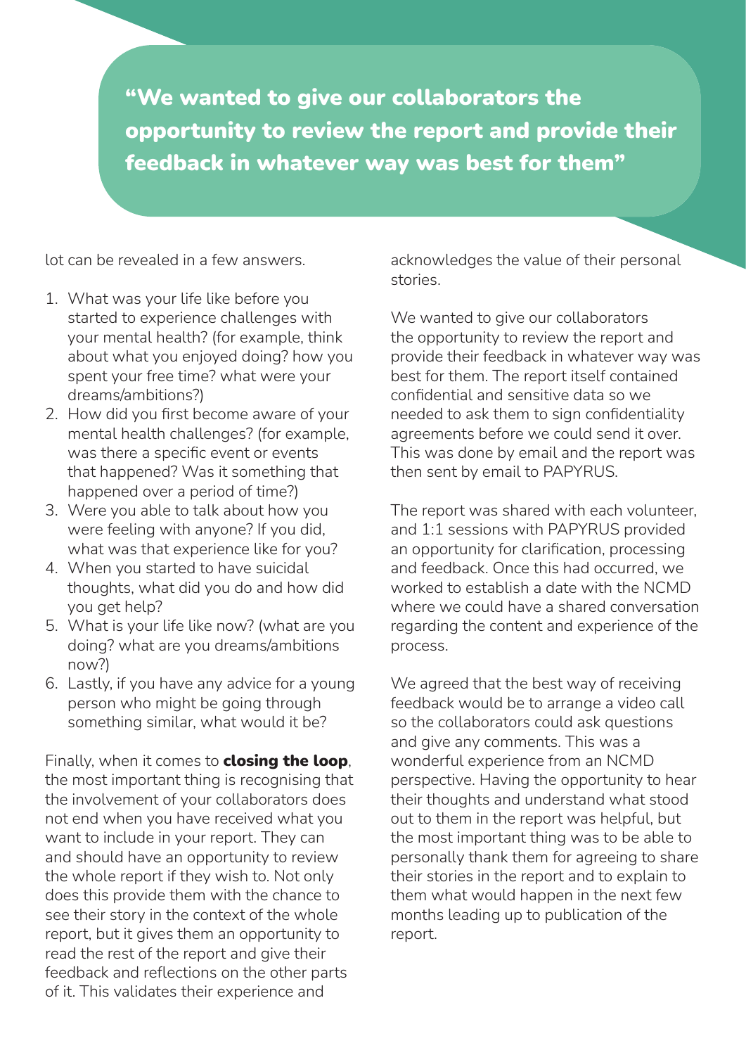> **"We wanted to give our collaborators the opportunity to review the report and provide their feedback in whatever way was best for them"**

lot can be revealed in a few answers.

1. What was your life like before you started to experience challenges with your mental health? (for example, think about what you enjoyed doing? how you spent your free time? what were your dreams/ambitions?)
2. How did you first become aware of your mental health challenges? (for example, was there a specific event or events that happened? Was it something that happened over a period of time?)
3. Were you able to talk about how you were feeling with anyone? If you did, what was that experience like for you?
4. When you started to have suicidal thoughts, what did you do and how did you get help?
5. What is your life like now? (what are you doing? what are you dreams/ambitions now?)
6. Lastly, if you have any advice for a young person who might be going through something similar, what would it be?

Finally, when it comes to **closing the loop**, the most important thing is recognising that the involvement of your collaborators does not end when you have received what you want to include in your report. They can and should have an opportunity to review the whole report if they wish to. Not only does this provide them with the chance to see their story in the context of the whole report, but it gives them an opportunity to read the rest of the report and give their feedback and reflections on the other parts of it. This validates their experience and acknowledges the value of their personal stories.

We wanted to give our collaborators the opportunity to review the report and provide their feedback in whatever way was best for them. The report itself contained confidential and sensitive data so we needed to ask them to sign confidentiality agreements before we could send it over. This was done by email and the report was then sent by email to PAPYRUS.

The report was shared with each volunteer, and 1:1 sessions with PAPYRUS provided an opportunity for clarification, processing and feedback. Once this had occurred, we worked to establish a date with the NCMD where we could have a shared conversation regarding the content and experience of the process.

We agreed that the best way of receiving feedback would be to arrange a video call so the collaborators could ask questions and give any comments. This was a wonderful experience from an NCMD perspective. Having the opportunity to hear their thoughts and understand what stood out to them in the report was helpful, but the most important thing was to be able to personally thank them for agreeing to share their stories in the report and to explain to them what would happen in the next few months leading up to publication of the report.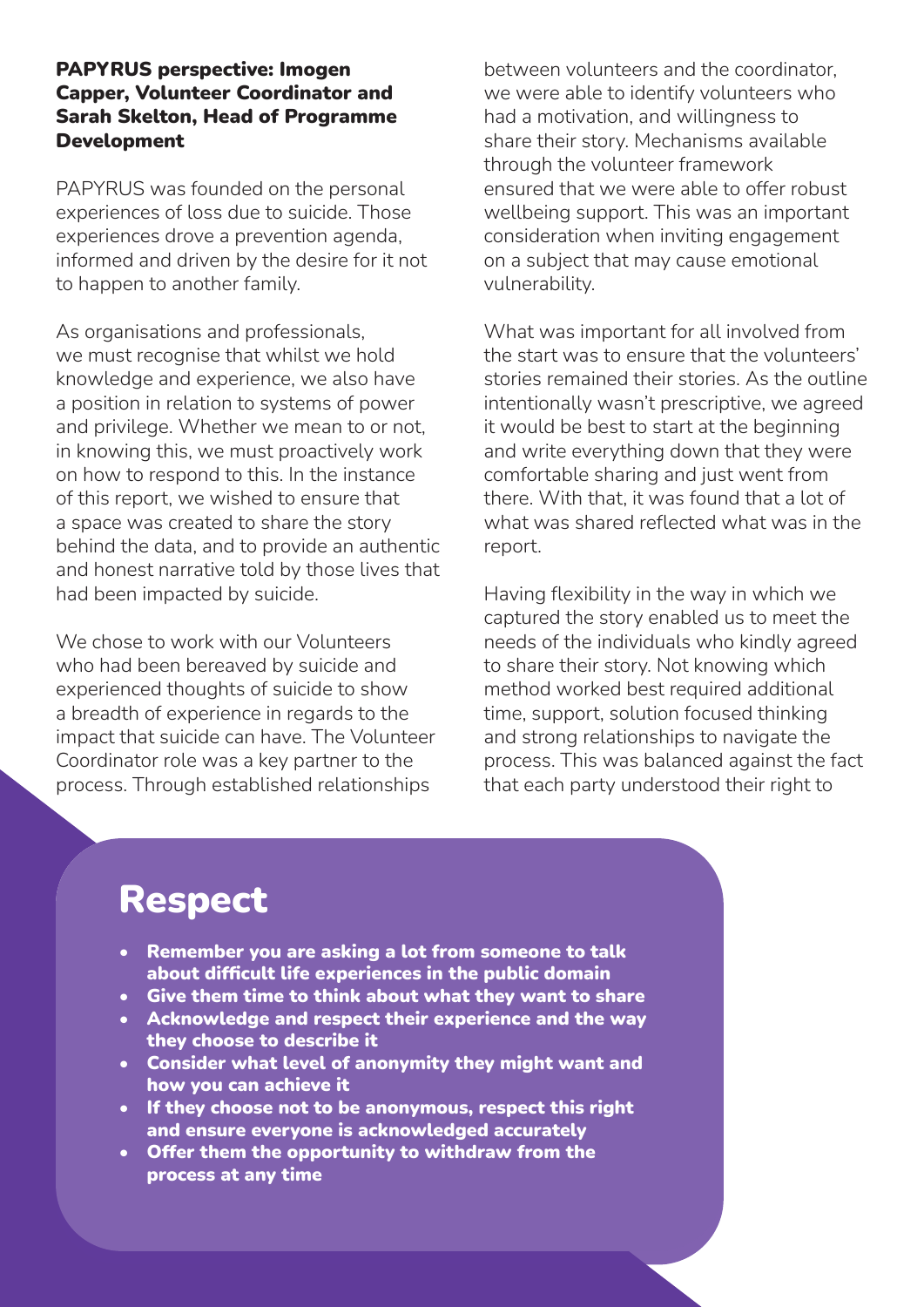### PAPYRUS perspective: Imogen Capper, Volunteer Coordinator and Sarah Skelton, Head of Programme Development

PAPYRUS was founded on the personal experiences of loss due to suicide. Those experiences drove a prevention agenda, informed and driven by the desire for it not to happen to another family.

As organisations and professionals, we must recognise that whilst we hold knowledge and experience, we also have a position in relation to systems of power and privilege. Whether we mean to or not, in knowing this, we must proactively work on how to respond to this. In the instance of this report, we wished to ensure that a space was created to share the story behind the data, and to provide an authentic and honest narrative told by those lives that had been impacted by suicide.

We chose to work with our Volunteers who had been bereaved by suicide and experienced thoughts of suicide to show a breadth of experience in regards to the impact that suicide can have. The Volunteer Coordinator role was a key partner to the process. Through established relationships between volunteers and the coordinator, we were able to identify volunteers who had a motivation, and willingness to share their story. Mechanisms available through the volunteer framework ensured that we were able to offer robust wellbeing support. This was an important consideration when inviting engagement on a subject that may cause emotional vulnerability.

What was important for all involved from the start was to ensure that the volunteers' stories remained their stories. As the outline intentionally wasn't prescriptive, we agreed it would be best to start at the beginning and write everything down that they were comfortable sharing and just went from there. With that, it was found that a lot of what was shared reflected what was in the report.

Having flexibility in the way in which we captured the story enabled us to meet the needs of the individuals who kindly agreed to share their story. Not knowing which method worked best required additional time, support, solution focused thinking and strong relationships to navigate the process. This was balanced against the fact that each party understood their right to

## Respect

- **Remember you are asking a lot from someone to talk about difficult life experiences in the public domain**
- **Give them time to think about what they want to share**
- **Acknowledge and respect their experience and the way they choose to describe it**
- **Consider what level of anonymity they might want and how you can achieve it**
- **If they choose not to be anonymous, respect this right and ensure everyone is acknowledged accurately**
- **Offer them the opportunity to withdraw from the process at any time**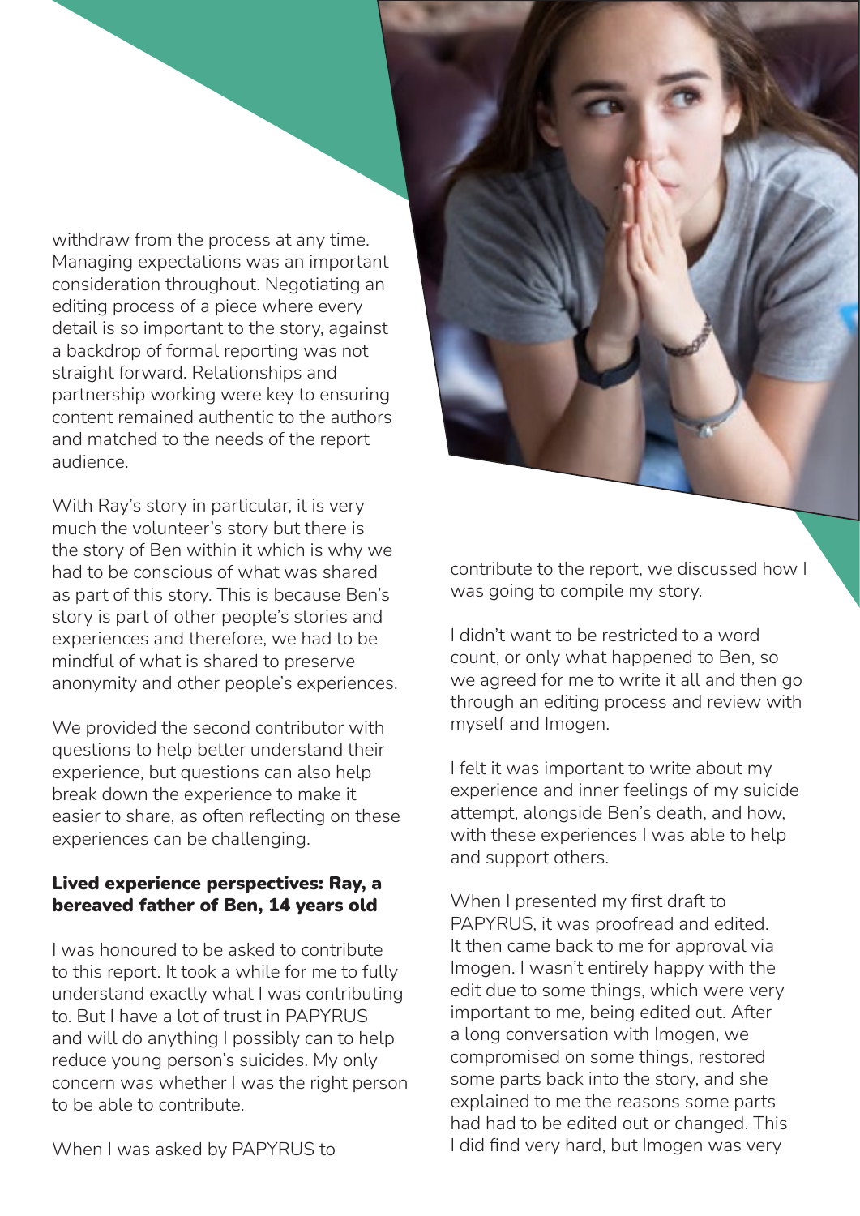withdraw from the process at any time. Managing expectations was an important consideration throughout. Negotiating an editing process of a piece where every detail is so important to the story, against a backdrop of formal reporting was not straight forward. Relationships and partnership working were key to ensuring content remained authentic to the authors and matched to the needs of the report audience.

With Ray's story in particular, it is very much the volunteer's story but there is the story of Ben within it which is why we had to be conscious of what was shared as part of this story. This is because Ben's story is part of other people's stories and experiences and therefore, we had to be mindful of what is shared to preserve anonymity and other people's experiences.

We provided the second contributor with questions to help better understand their experience, but questions can also help break down the experience to make it easier to share, as often reflecting on these experiences can be challenging.

### Lived experience perspectives: Ray, a bereaved father of Ben, 14 years old

I was honoured to be asked to contribute to this report. It took a while for me to fully understand exactly what I was contributing to. But I have a lot of trust in PAPYRUS and will do anything I possibly can to help reduce young person's suicides. My only concern was whether I was the right person to be able to contribute.

When I was asked by PAPYRUS to contribute to the report, we discussed how I was going to compile my story.

I didn't want to be restricted to a word count, or only what happened to Ben, so we agreed for me to write it all and then go through an editing process and review with myself and Imogen.

I felt it was important to write about my experience and inner feelings of my suicide attempt, alongside Ben's death, and how, with these experiences I was able to help and support others.

When I presented my first draft to PAPYRUS, it was proofread and edited. It then came back to me for approval via Imogen. I wasn't entirely happy with the edit due to some things, which were very important to me, being edited out. After a long conversation with Imogen, we compromised on some things, restored some parts back into the story, and she explained to me the reasons some parts had had to be edited out or changed. This I did find very hard, but Imogen was very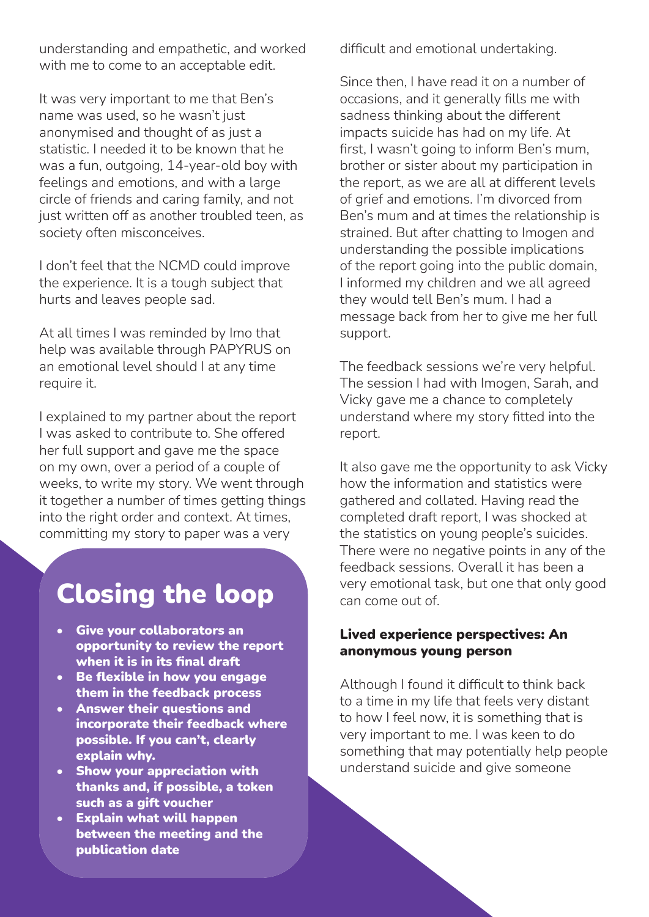understanding and empathetic, and worked with me to come to an acceptable edit.

It was very important to me that Ben's name was used, so he wasn't just anonymised and thought of as just a statistic. I needed it to be known that he was a fun, outgoing, 14-year-old boy with feelings and emotions, and with a large circle of friends and caring family, and not just written off as another troubled teen, as society often misconceives.

I don't feel that the NCMD could improve the experience. It is a tough subject that hurts and leaves people sad.

At all times I was reminded by Imo that help was available through PAPYRUS on an emotional level should I at any time require it.

I explained to my partner about the report I was asked to contribute to. She offered her full support and gave me the space on my own, over a period of a couple of weeks, to write my story. We went through it together a number of times getting things into the right order and context. At times, committing my story to paper was a very difficult and emotional undertaking.

Since then, I have read it on a number of occasions, and it generally fills me with sadness thinking about the different impacts suicide has had on my life. At first, I wasn't going to inform Ben's mum, brother or sister about my participation in the report, as we are all at different levels of grief and emotions. I'm divorced from Ben's mum and at times the relationship is strained. But after chatting to Imogen and understanding the possible implications of the report going into the public domain, I informed my children and we all agreed they would tell Ben's mum. I had a message back from her to give me her full support.

The feedback sessions we're very helpful. The session I had with Imogen, Sarah, and Vicky gave me a chance to completely understand where my story fitted into the report.

It also gave me the opportunity to ask Vicky how the information and statistics were gathered and collated. Having read the completed draft report, I was shocked at the statistics on young people's suicides. There were no negative points in any of the feedback sessions. Overall it has been a very emotional task, but one that only good can come out of.

## Closing the loop

- **Give your collaborators an opportunity to review the report when it is in its final draft**
- **Be flexible in how you engage them in the feedback process**
- **Answer their questions and incorporate their feedback where possible. If you can't, clearly explain why.**
- **Show your appreciation with thanks and, if possible, a token such as a gift voucher**
- **Explain what will happen between the meeting and the publication date**

### Lived experience perspectives: An anonymous young person

Although I found it difficult to think back to a time in my life that feels very distant to how I feel now, it is something that is very important to me. I was keen to do something that may potentially help people understand suicide and give someone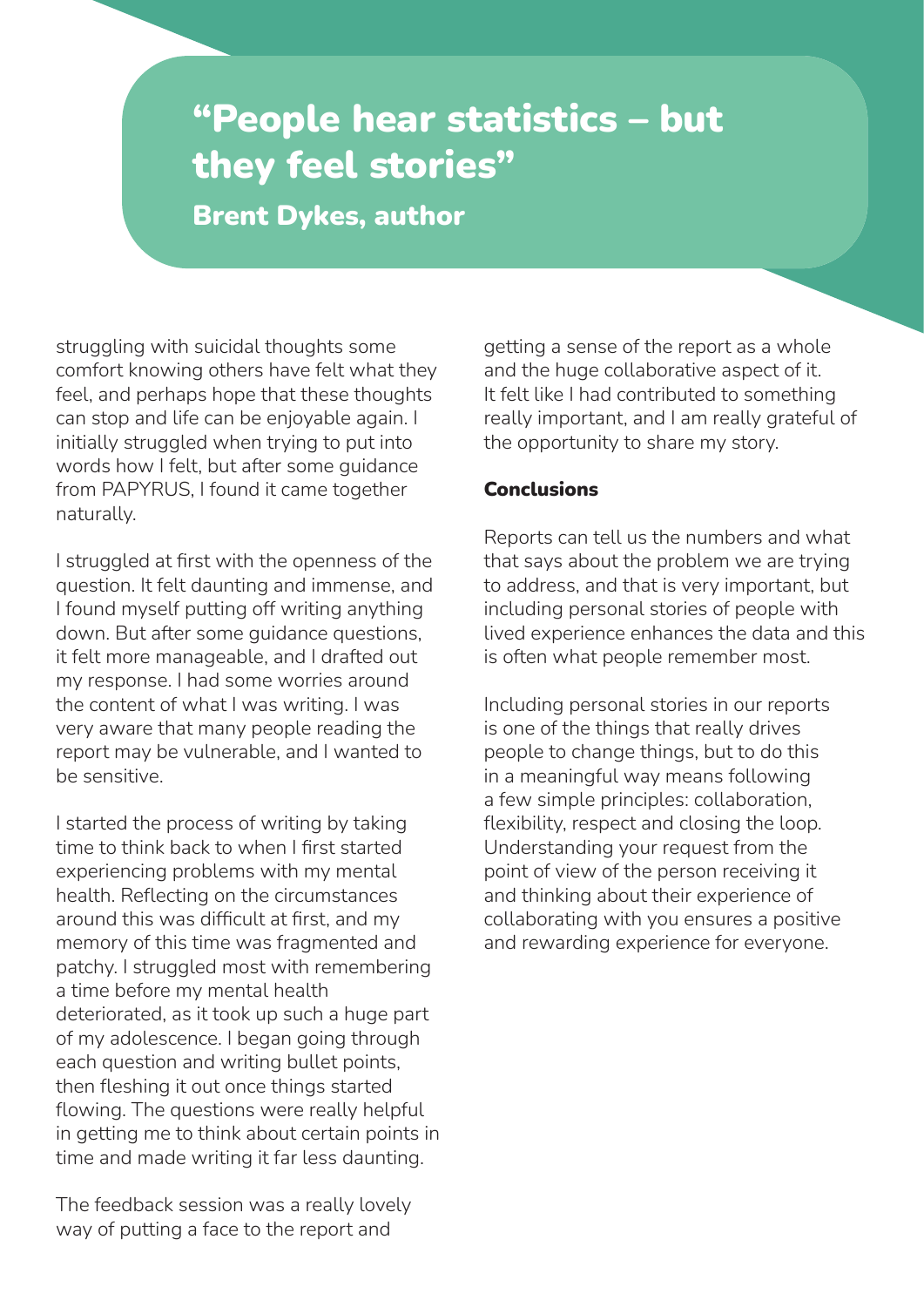> **"People hear statistics – but they feel stories"**
> **Brent Dykes, author**

struggling with suicidal thoughts some comfort knowing others have felt what they feel, and perhaps hope that these thoughts can stop and life can be enjoyable again. I initially struggled when trying to put into words how I felt, but after some guidance from PAPYRUS, I found it came together naturally.

I struggled at first with the openness of the question. It felt daunting and immense, and I found myself putting off writing anything down. But after some guidance questions, it felt more manageable, and I drafted out my response. I had some worries around the content of what I was writing. I was very aware that many people reading the report may be vulnerable, and I wanted to be sensitive.

I started the process of writing by taking time to think back to when I first started experiencing problems with my mental health. Reflecting on the circumstances around this was difficult at first, and my memory of this time was fragmented and patchy. I struggled most with remembering a time before my mental health deteriorated, as it took up such a huge part of my adolescence. I began going through each question and writing bullet points, then fleshing it out once things started flowing. The questions were really helpful in getting me to think about certain points in time and made writing it far less daunting.

The feedback session was a really lovely way of putting a face to the report and getting a sense of the report as a whole and the huge collaborative aspect of it. It felt like I had contributed to something really important, and I am really grateful of the opportunity to share my story.

## Conclusions

Reports can tell us the numbers and what that says about the problem we are trying to address, and that is very important, but including personal stories of people with lived experience enhances the data and this is often what people remember most.

Including personal stories in our reports is one of the things that really drives people to change things, but to do this in a meaningful way means following a few simple principles: collaboration, flexibility, respect and closing the loop. Understanding your request from the point of view of the person receiving it and thinking about their experience of collaborating with you ensures a positive and rewarding experience for everyone.